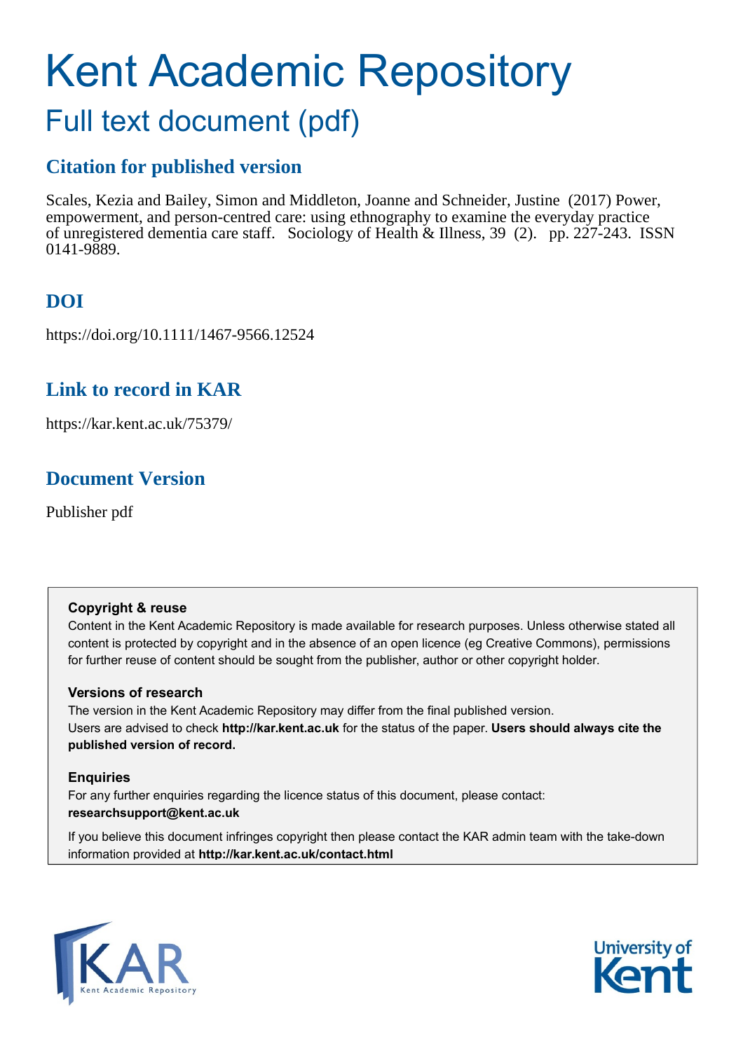# Kent Academic Repository

## Full text document (pdf)

## Citation for published version

Scales, Kezia and Bailey, Simon and Middleton, Joanne and Schneider, Justine (2017) Power, empowerment, and person-centred care: using ethnography to examine the everyday practice of unregistered dementia care staff. Sociology of Health & Illness, 39 (2). pp. 227-243. ISSN 0141-9889.

## DOI

https://doi.org/10.1111/1467-9566.12524

## Link to record in KAR

https://kar.kent.ac.uk/75379/

## Document Version

Publisher pdf

**Copyright & reuse**

Content in the Kent Academic Repository is made available for research purposes. Unless otherwise stated all content is protected by copyright and in the absence of an open licence (eg Creative Commons), permissions for further reuse of content should be sought from the publisher, author or other copyright holder.

**Versions of research**

The version in the Kent Academic Repository may differ from the final published version. Users are advised to check **http://kar.kent.ac.uk** for the status of the paper. **Users should always cite the published version of record.**

**Enquiries**

For any further enquiries regarding the licence status of this document, please contact: **researchsupport@kent.ac.uk**

If you believe this document infringes copyright then please contact the KAR admin team with the take-down information provided at **http://kar.kent.ac.uk/contact.html**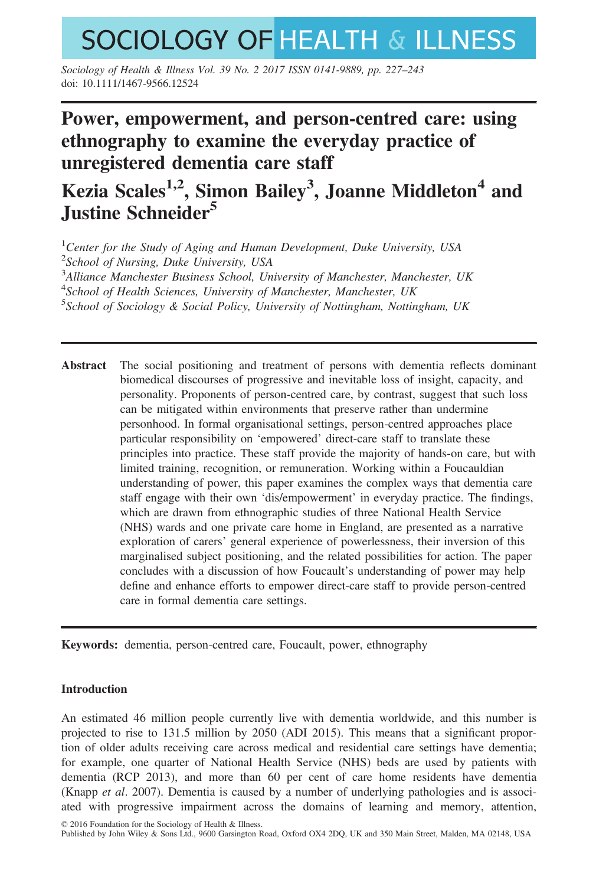# SOCIOLOGY OF HEALTH & ILLNESS

*Sociology of Health & Illness* Vol. 39 No. 2 2017 ISSN 0141-9889, pp. 227–243
doi: 10.1111/1467-9566.12524

# Power, empowerment, and person-centred care: using ethnography to examine the everyday practice of unregistered dementia care staff

## Kezia Scales[1,2], Simon Bailey[3], Joanne Middleton[4] and Justine Schneider[5]

[1]*Center for the Study of Aging and Human Development, Duke University, USA*
[2]*School of Nursing, Duke University, USA*
[3]*Alliance Manchester Business School, University of Manchester, Manchester, UK*
[4]*School of Health Sciences, University of Manchester, Manchester, UK*
[5]*School of Sociology & Social Policy, University of Nottingham, Nottingham, UK*

**Abstract** The social positioning and treatment of persons with dementia reflects dominant biomedical discourses of progressive and inevitable loss of insight, capacity, and personality. Proponents of person-centred care, by contrast, suggest that such loss can be mitigated within environments that preserve rather than undermine personhood. In formal organisational settings, person-centred approaches place particular responsibility on 'empowered' direct-care staff to translate these principles into practice. These staff provide the majority of hands-on care, but with limited training, recognition, or remuneration. Working within a Foucauldian understanding of power, this paper examines the complex ways that dementia care staff engage with their own 'dis/empowerment' in everyday practice. The findings, which are drawn from ethnographic studies of three National Health Service (NHS) wards and one private care home in England, are presented as a narrative exploration of carers' general experience of powerlessness, their inversion of this marginalised subject positioning, and the related possibilities for action. The paper concludes with a discussion of how Foucault's understanding of power may help define and enhance efforts to empower direct-care staff to provide person-centred care in formal dementia care settings.

**Keywords:** dementia, person-centred care, Foucault, power, ethnography

### Introduction

An estimated 46 million people currently live with dementia worldwide, and this number is projected to rise to 131.5 million by 2050 (ADI 2015). This means that a significant proportion of older adults receiving care across medical and residential care settings have dementia; for example, one quarter of National Health Service (NHS) beds are used by patients with dementia (RCP 2013), and more than 60 per cent of care home residents have dementia (Knapp *et al*. 2007). Dementia is caused by a number of underlying pathologies and is associated with progressive impairment across the domains of learning and memory, attention,

© 2016 Foundation for the Sociology of Health & Illness.
Published by John Wiley & Sons Ltd., 9600 Garsington Road, Oxford OX4 2DQ, UK and 350 Main Street, Malden, MA 02148, USA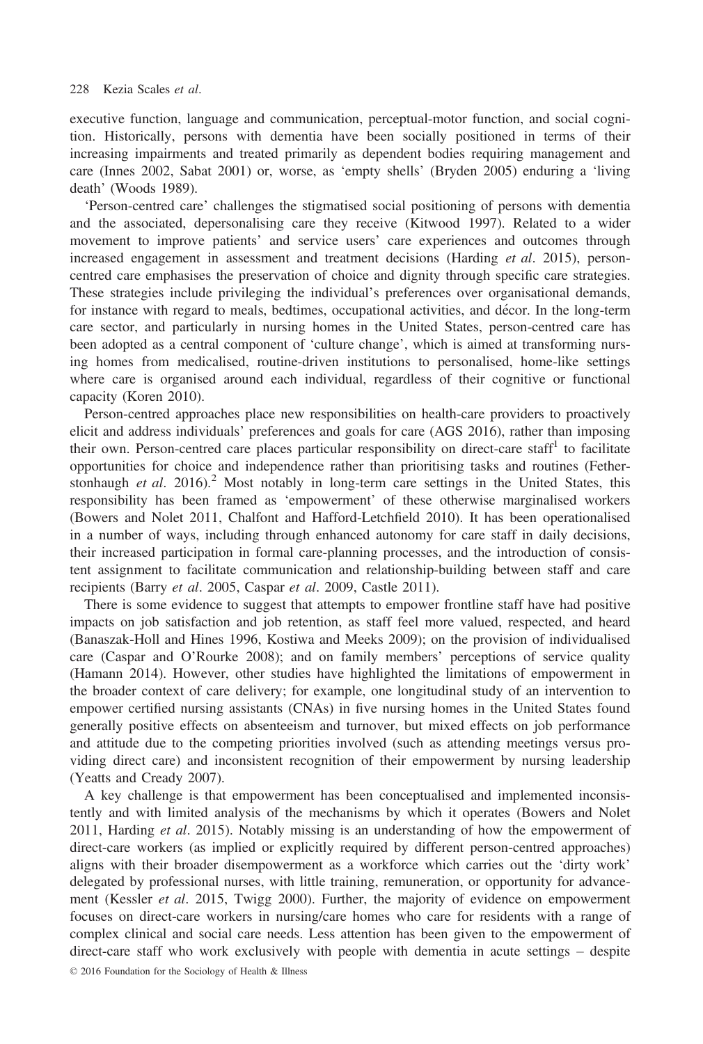executive function, language and communication, perceptual-motor function, and social cognition. Historically, persons with dementia have been socially positioned in terms of their increasing impairments and treated primarily as dependent bodies requiring management and care (Innes 2002, Sabat 2001) or, worse, as 'empty shells' (Bryden 2005) enduring a 'living death' (Woods 1989).

'Person-centred care' challenges the stigmatised social positioning of persons with dementia and the associated, depersonalising care they receive (Kitwood 1997). Related to a wider movement to improve patients' and service users' care experiences and outcomes through increased engagement in assessment and treatment decisions (Harding *et al*. 2015), person-centred care emphasises the preservation of choice and dignity through specific care strategies. These strategies include privileging the individual's preferences over organisational demands, for instance with regard to meals, bedtimes, occupational activities, and décor. In the long-term care sector, and particularly in nursing homes in the United States, person-centred care has been adopted as a central component of 'culture change', which is aimed at transforming nursing homes from medicalised, routine-driven institutions to personalised, home-like settings where care is organised around each individual, regardless of their cognitive or functional capacity (Koren 2010).

Person-centred approaches place new responsibilities on health-care providers to proactively elicit and address individuals' preferences and goals for care (AGS 2016), rather than imposing their own. Person-centred care places particular responsibility on direct-care staff[1] to facilitate opportunities for choice and independence rather than prioritising tasks and routines (Fetherstonhaugh *et al*. 2016).[2] Most notably in long-term care settings in the United States, this responsibility has been framed as 'empowerment' of these otherwise marginalised workers (Bowers and Nolet 2011, Chalfont and Hafford-Letchfield 2010). It has been operationalised in a number of ways, including through enhanced autonomy for care staff in daily decisions, their increased participation in formal care-planning processes, and the introduction of consistent assignment to facilitate communication and relationship-building between staff and care recipients (Barry *et al*. 2005, Caspar *et al*. 2009, Castle 2011).

There is some evidence to suggest that attempts to empower frontline staff have had positive impacts on job satisfaction and job retention, as staff feel more valued, respected, and heard (Banaszak-Holl and Hines 1996, Kostiwa and Meeks 2009); on the provision of individualised care (Caspar and O'Rourke 2008); and on family members' perceptions of service quality (Hamann 2014). However, other studies have highlighted the limitations of empowerment in the broader context of care delivery; for example, one longitudinal study of an intervention to empower certified nursing assistants (CNAs) in five nursing homes in the United States found generally positive effects on absenteeism and turnover, but mixed effects on job performance and attitude due to the competing priorities involved (such as attending meetings versus providing direct care) and inconsistent recognition of their empowerment by nursing leadership (Yeatts and Cready 2007).

A key challenge is that empowerment has been conceptualised and implemented inconsistently and with limited analysis of the mechanisms by which it operates (Bowers and Nolet 2011, Harding *et al*. 2015). Notably missing is an understanding of how the empowerment of direct-care workers (as implied or explicitly required by different person-centred approaches) aligns with their broader disempowerment as a workforce which carries out the 'dirty work' delegated by professional nurses, with little training, remuneration, or opportunity for advancement (Kessler *et al*. 2015, Twigg 2000). Further, the majority of evidence on empowerment focuses on direct-care workers in nursing/care homes who care for residents with a range of complex clinical and social care needs. Less attention has been given to the empowerment of direct-care staff who work exclusively with people with dementia in acute settings – despite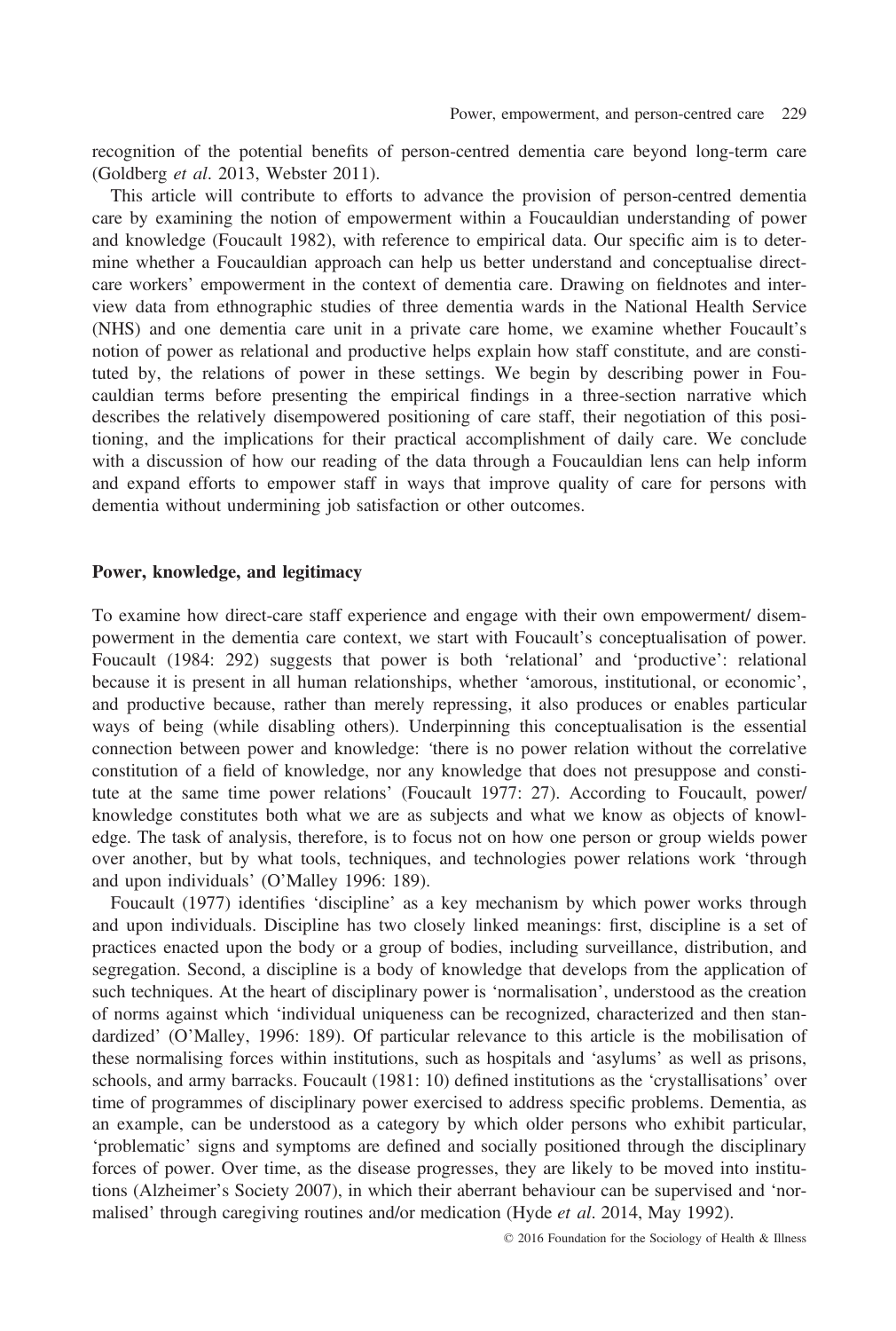recognition of the potential benefits of person-centred dementia care beyond long-term care (Goldberg *et al*. 2013, Webster 2011).

This article will contribute to efforts to advance the provision of person-centred dementia care by examining the notion of empowerment within a Foucauldian understanding of power and knowledge (Foucault 1982), with reference to empirical data. Our specific aim is to determine whether a Foucauldian approach can help us better understand and conceptualise direct-care workers' empowerment in the context of dementia care. Drawing on fieldnotes and interview data from ethnographic studies of three dementia wards in the National Health Service (NHS) and one dementia care unit in a private care home, we examine whether Foucault's notion of power as relational and productive helps explain how staff constitute, and are constituted by, the relations of power in these settings. We begin by describing power in Foucauldian terms before presenting the empirical findings in a three-section narrative which describes the relatively disempowered positioning of care staff, their negotiation of this positioning, and the implications for their practical accomplishment of daily care. We conclude with a discussion of how our reading of the data through a Foucauldian lens can help inform and expand efforts to empower staff in ways that improve quality of care for persons with dementia without undermining job satisfaction or other outcomes.

## Power, knowledge, and legitimacy

To examine how direct-care staff experience and engage with their own empowerment/ disempowerment in the dementia care context, we start with Foucault's conceptualisation of power. Foucault (1984: 292) suggests that power is both 'relational' and 'productive': relational because it is present in all human relationships, whether 'amorous, institutional, or economic', and productive because, rather than merely repressing, it also produces or enables particular ways of being (while disabling others). Underpinning this conceptualisation is the essential connection between power and knowledge: 'there is no power relation without the correlative constitution of a field of knowledge, nor any knowledge that does not presuppose and constitute at the same time power relations' (Foucault 1977: 27). According to Foucault, power/ knowledge constitutes both what we are as subjects and what we know as objects of knowledge. The task of analysis, therefore, is to focus not on how one person or group wields power over another, but by what tools, techniques, and technologies power relations work 'through and upon individuals' (O'Malley 1996: 189).

Foucault (1977) identifies 'discipline' as a key mechanism by which power works through and upon individuals. Discipline has two closely linked meanings: first, discipline is a set of practices enacted upon the body or a group of bodies, including surveillance, distribution, and segregation. Second, a discipline is a body of knowledge that develops from the application of such techniques. At the heart of disciplinary power is 'normalisation', understood as the creation of norms against which 'individual uniqueness can be recognized, characterized and then standardized' (O'Malley, 1996: 189). Of particular relevance to this article is the mobilisation of these normalising forces within institutions, such as hospitals and 'asylums' as well as prisons, schools, and army barracks. Foucault (1981: 10) defined institutions as the 'crystallisations' over time of programmes of disciplinary power exercised to address specific problems. Dementia, as an example, can be understood as a category by which older persons who exhibit particular, 'problematic' signs and symptoms are defined and socially positioned through the disciplinary forces of power. Over time, as the disease progresses, they are likely to be moved into institutions (Alzheimer's Society 2007), in which their aberrant behaviour can be supervised and 'normalised' through caregiving routines and/or medication (Hyde *et al*. 2014, May 1992).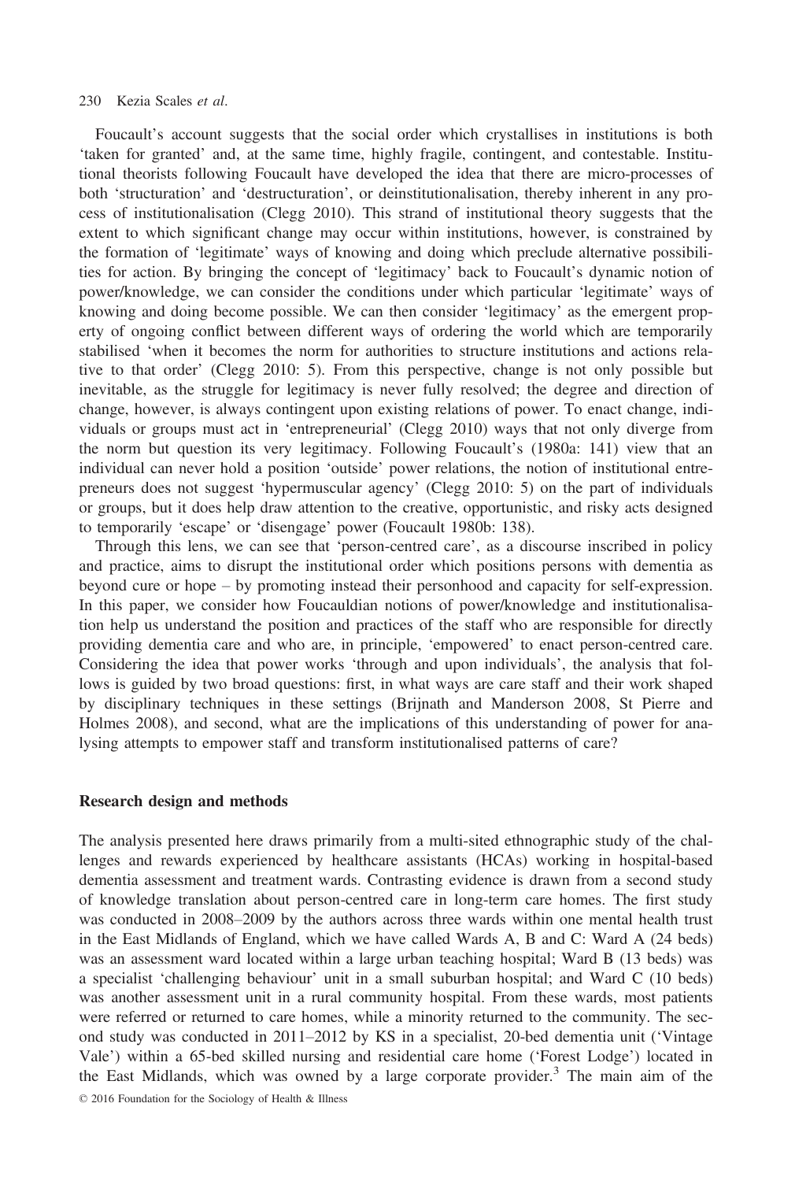Foucault's account suggests that the social order which crystallises in institutions is both 'taken for granted' and, at the same time, highly fragile, contingent, and contestable. Institutional theorists following Foucault have developed the idea that there are micro-processes of both 'structuration' and 'destructuration', or deinstitutionalisation, thereby inherent in any process of institutionalisation (Clegg 2010). This strand of institutional theory suggests that the extent to which significant change may occur within institutions, however, is constrained by the formation of 'legitimate' ways of knowing and doing which preclude alternative possibilities for action. By bringing the concept of 'legitimacy' back to Foucault's dynamic notion of power/knowledge, we can consider the conditions under which particular 'legitimate' ways of knowing and doing become possible. We can then consider 'legitimacy' as the emergent property of ongoing conflict between different ways of ordering the world which are temporarily stabilised 'when it becomes the norm for authorities to structure institutions and actions relative to that order' (Clegg 2010: 5). From this perspective, change is not only possible but inevitable, as the struggle for legitimacy is never fully resolved; the degree and direction of change, however, is always contingent upon existing relations of power. To enact change, individuals or groups must act in 'entrepreneurial' (Clegg 2010) ways that not only diverge from the norm but question its very legitimacy. Following Foucault's (1980a: 141) view that an individual can never hold a position 'outside' power relations, the notion of institutional entrepreneurs does not suggest 'hypermuscular agency' (Clegg 2010: 5) on the part of individuals or groups, but it does help draw attention to the creative, opportunistic, and risky acts designed to temporarily 'escape' or 'disengage' power (Foucault 1980b: 138).

Through this lens, we can see that 'person-centred care', as a discourse inscribed in policy and practice, aims to disrupt the institutional order which positions persons with dementia as beyond cure or hope – by promoting instead their personhood and capacity for self-expression. In this paper, we consider how Foucauldian notions of power/knowledge and institutionalisation help us understand the position and practices of the staff who are responsible for directly providing dementia care and who are, in principle, 'empowered' to enact person-centred care. Considering the idea that power works 'through and upon individuals', the analysis that follows is guided by two broad questions: first, in what ways are care staff and their work shaped by disciplinary techniques in these settings (Brijnath and Manderson 2008, St Pierre and Holmes 2008), and second, what are the implications of this understanding of power for analysing attempts to empower staff and transform institutionalised patterns of care?

## Research design and methods

The analysis presented here draws primarily from a multi-sited ethnographic study of the challenges and rewards experienced by healthcare assistants (HCAs) working in hospital-based dementia assessment and treatment wards. Contrasting evidence is drawn from a second study of knowledge translation about person-centred care in long-term care homes. The first study was conducted in 2008–2009 by the authors across three wards within one mental health trust in the East Midlands of England, which we have called Wards A, B and C: Ward A (24 beds) was an assessment ward located within a large urban teaching hospital; Ward B (13 beds) was a specialist 'challenging behaviour' unit in a small suburban hospital; and Ward C (10 beds) was another assessment unit in a rural community hospital. From these wards, most patients were referred or returned to care homes, while a minority returned to the community. The second study was conducted in 2011–2012 by KS in a specialist, 20-bed dementia unit ('Vintage Vale') within a 65-bed skilled nursing and residential care home ('Forest Lodge') located in the East Midlands, which was owned by a large corporate provider.[3] The main aim of the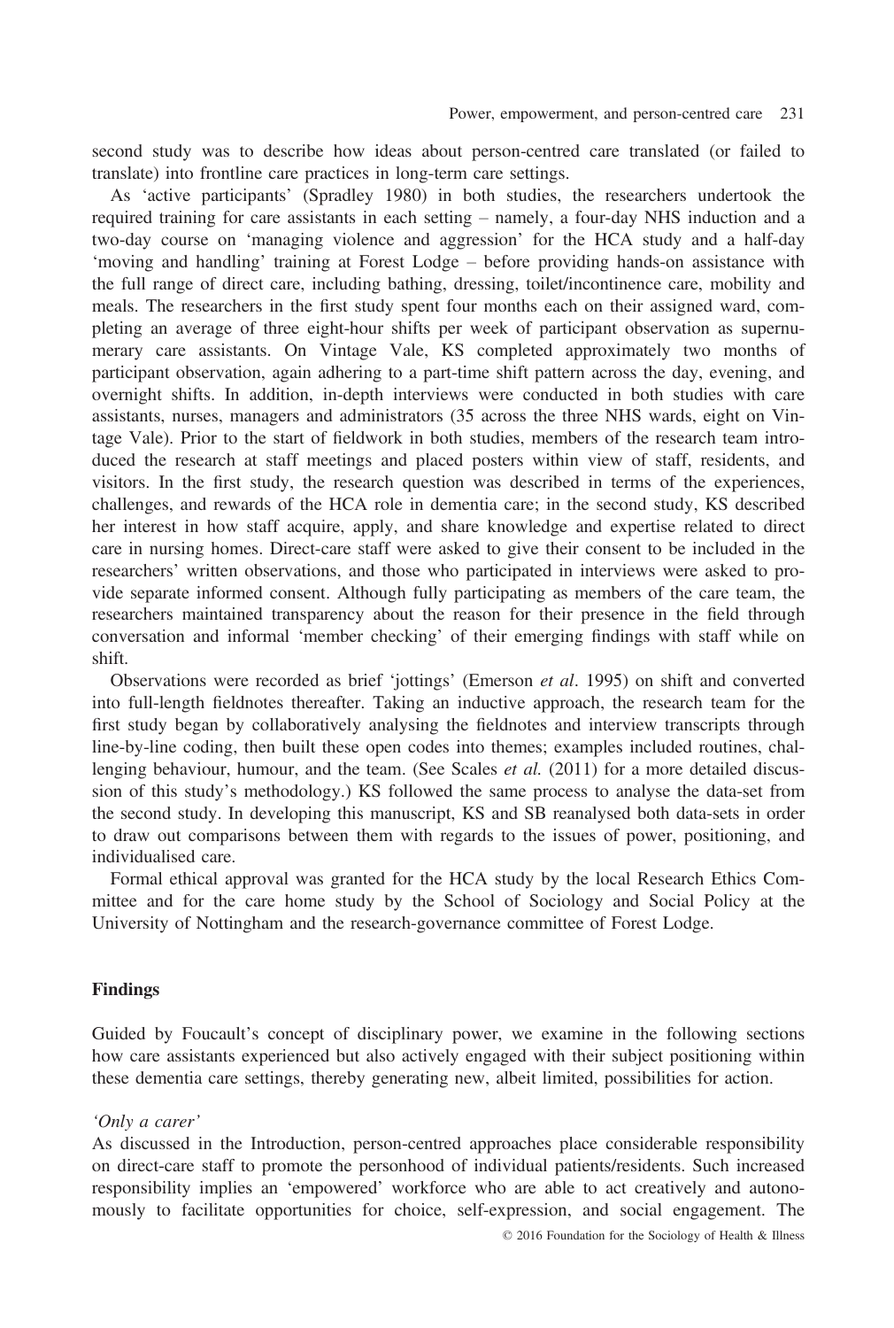second study was to describe how ideas about person-centred care translated (or failed to translate) into frontline care practices in long-term care settings.

As 'active participants' (Spradley 1980) in both studies, the researchers undertook the required training for care assistants in each setting – namely, a four-day NHS induction and a two-day course on 'managing violence and aggression' for the HCA study and a half-day 'moving and handling' training at Forest Lodge – before providing hands-on assistance with the full range of direct care, including bathing, dressing, toilet/incontinence care, mobility and meals. The researchers in the first study spent four months each on their assigned ward, completing an average of three eight-hour shifts per week of participant observation as supernumerary care assistants. On Vintage Vale, KS completed approximately two months of participant observation, again adhering to a part-time shift pattern across the day, evening, and overnight shifts. In addition, in-depth interviews were conducted in both studies with care assistants, nurses, managers and administrators (35 across the three NHS wards, eight on Vintage Vale). Prior to the start of fieldwork in both studies, members of the research team introduced the research at staff meetings and placed posters within view of staff, residents, and visitors. In the first study, the research question was described in terms of the experiences, challenges, and rewards of the HCA role in dementia care; in the second study, KS described her interest in how staff acquire, apply, and share knowledge and expertise related to direct care in nursing homes. Direct-care staff were asked to give their consent to be included in the researchers' written observations, and those who participated in interviews were asked to provide separate informed consent. Although fully participating as members of the care team, the researchers maintained transparency about the reason for their presence in the field through conversation and informal 'member checking' of their emerging findings with staff while on shift.

Observations were recorded as brief 'jottings' (Emerson *et al*. 1995) on shift and converted into full-length fieldnotes thereafter. Taking an inductive approach, the research team for the first study began by collaboratively analysing the fieldnotes and interview transcripts through line-by-line coding, then built these open codes into themes; examples included routines, challenging behaviour, humour, and the team. (See Scales *et al.* (2011) for a more detailed discussion of this study's methodology.) KS followed the same process to analyse the data-set from the second study. In developing this manuscript, KS and SB reanalysed both data-sets in order to draw out comparisons between them with regards to the issues of power, positioning, and individualised care.

Formal ethical approval was granted for the HCA study by the local Research Ethics Committee and for the care home study by the School of Sociology and Social Policy at the University of Nottingham and the research-governance committee of Forest Lodge.

## Findings

Guided by Foucault's concept of disciplinary power, we examine in the following sections how care assistants experienced but also actively engaged with their subject positioning within these dementia care settings, thereby generating new, albeit limited, possibilities for action.

### *'Only a carer'*

As discussed in the Introduction, person-centred approaches place considerable responsibility on direct-care staff to promote the personhood of individual patients/residents. Such increased responsibility implies an 'empowered' workforce who are able to act creatively and autonomously to facilitate opportunities for choice, self-expression, and social engagement. The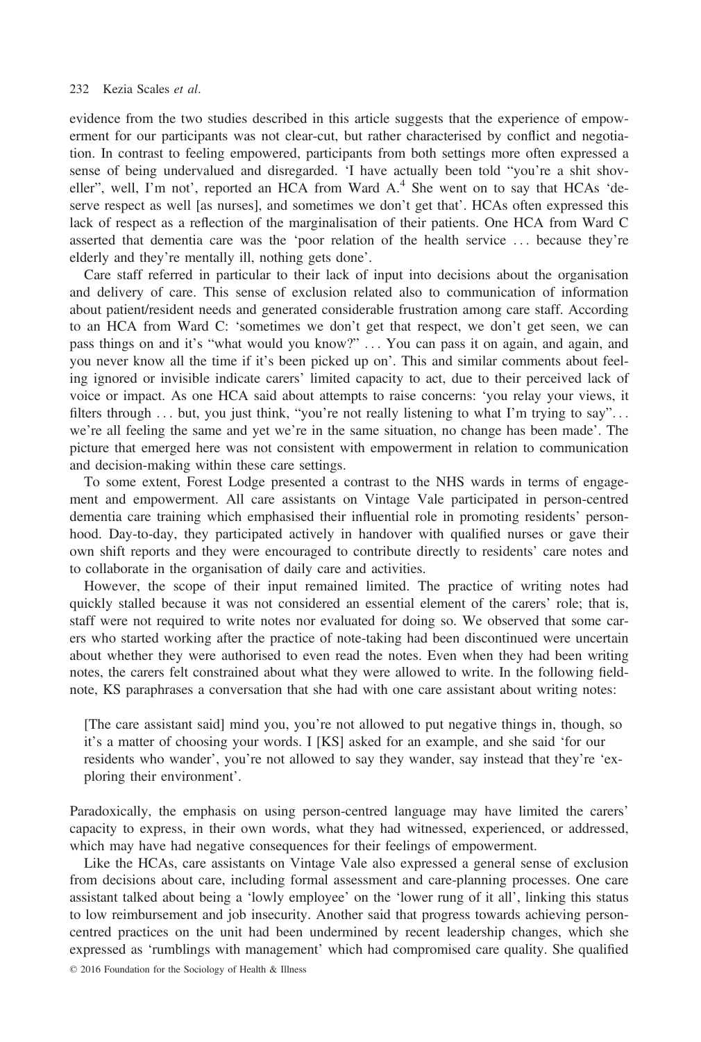evidence from the two studies described in this article suggests that the experience of empowerment for our participants was not clear-cut, but rather characterised by conflict and negotiation. In contrast to feeling empowered, participants from both settings more often expressed a sense of being undervalued and disregarded. 'I have actually been told "you're a shit shoveller", well, I'm not', reported an HCA from Ward A.[4] She went on to say that HCAs 'deserve respect as well [as nurses], and sometimes we don't get that'. HCAs often expressed this lack of respect as a reflection of the marginalisation of their patients. One HCA from Ward C asserted that dementia care was the 'poor relation of the health service … because they're elderly and they're mentally ill, nothing gets done'.

Care staff referred in particular to their lack of input into decisions about the organisation and delivery of care. This sense of exclusion related also to communication of information about patient/resident needs and generated considerable frustration among care staff. According to an HCA from Ward C: 'sometimes we don't get that respect, we don't get seen, we can pass things on and it's "what would you know?" … You can pass it on again, and again, and you never know all the time if it's been picked up on'. This and similar comments about feeling ignored or invisible indicate carers' limited capacity to act, due to their perceived lack of voice or impact. As one HCA said about attempts to raise concerns: 'you relay your views, it filters through … but, you just think, "you're not really listening to what I'm trying to say"… we're all feeling the same and yet we're in the same situation, no change has been made'. The picture that emerged here was not consistent with empowerment in relation to communication and decision-making within these care settings.

To some extent, Forest Lodge presented a contrast to the NHS wards in terms of engagement and empowerment. All care assistants on Vintage Vale participated in person-centred dementia care training which emphasised their influential role in promoting residents' personhood. Day-to-day, they participated actively in handover with qualified nurses or gave their own shift reports and they were encouraged to contribute directly to residents' care notes and to collaborate in the organisation of daily care and activities.

However, the scope of their input remained limited. The practice of writing notes had quickly stalled because it was not considered an essential element of the carers' role; that is, staff were not required to write notes nor evaluated for doing so. We observed that some carers who started working after the practice of note-taking had been discontinued were uncertain about whether they were authorised to even read the notes. Even when they had been writing notes, the carers felt constrained about what they were allowed to write. In the following fieldnote, KS paraphrases a conversation that she had with one care assistant about writing notes:

> [The care assistant said] mind you, you're not allowed to put negative things in, though, so it's a matter of choosing your words. I [KS] asked for an example, and she said 'for our residents who wander', you're not allowed to say they wander, say instead that they're 'exploring their environment'.

Paradoxically, the emphasis on using person-centred language may have limited the carers' capacity to express, in their own words, what they had witnessed, experienced, or addressed, which may have had negative consequences for their feelings of empowerment.

Like the HCAs, care assistants on Vintage Vale also expressed a general sense of exclusion from decisions about care, including formal assessment and care-planning processes. One care assistant talked about being a 'lowly employee' on the 'lower rung of it all', linking this status to low reimbursement and job insecurity. Another said that progress towards achieving person-centred practices on the unit had been undermined by recent leadership changes, which she expressed as 'rumblings with management' which had compromised care quality. She qualified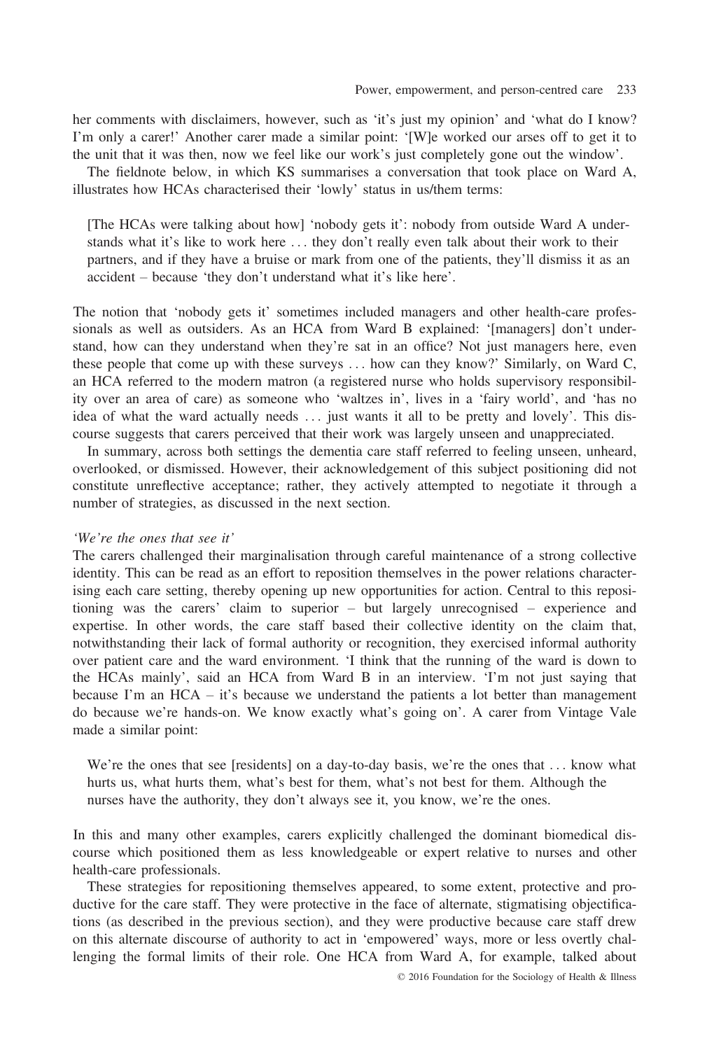her comments with disclaimers, however, such as 'it's just my opinion' and 'what do I know? I'm only a carer!' Another carer made a similar point: '[W]e worked our arses off to get it to the unit that it was then, now we feel like our work's just completely gone out the window'.

The fieldnote below, in which KS summarises a conversation that took place on Ward A, illustrates how HCAs characterised their 'lowly' status in us/them terms:

> [The HCAs were talking about how] 'nobody gets it': nobody from outside Ward A understands what it's like to work here ... they don't really even talk about their work to their partners, and if they have a bruise or mark from one of the patients, they'll dismiss it as an accident – because 'they don't understand what it's like here'.

The notion that 'nobody gets it' sometimes included managers and other health-care professionals as well as outsiders. As an HCA from Ward B explained: '[managers] don't understand, how can they understand when they're sat in an office? Not just managers here, even these people that come up with these surveys ... how can they know?' Similarly, on Ward C, an HCA referred to the modern matron (a registered nurse who holds supervisory responsibility over an area of care) as someone who 'waltzes in', lives in a 'fairy world', and 'has no idea of what the ward actually needs ... just wants it all to be pretty and lovely'. This discourse suggests that carers perceived that their work was largely unseen and unappreciated.

In summary, across both settings the dementia care staff referred to feeling unseen, unheard, overlooked, or dismissed. However, their acknowledgement of this subject positioning did not constitute unreflective acceptance; rather, they actively attempted to negotiate it through a number of strategies, as discussed in the next section.

*'We're the ones that see it'*

The carers challenged their marginalisation through careful maintenance of a strong collective identity. This can be read as an effort to reposition themselves in the power relations characterising each care setting, thereby opening up new opportunities for action. Central to this repositioning was the carers' claim to superior – but largely unrecognised – experience and expertise. In other words, the care staff based their collective identity on the claim that, notwithstanding their lack of formal authority or recognition, they exercised informal authority over patient care and the ward environment. 'I think that the running of the ward is down to the HCAs mainly', said an HCA from Ward B in an interview. 'I'm not just saying that because I'm an HCA – it's because we understand the patients a lot better than management do because we're hands-on. We know exactly what's going on'. A carer from Vintage Vale made a similar point:

> We're the ones that see [residents] on a day-to-day basis, we're the ones that ... know what hurts us, what hurts them, what's best for them, what's not best for them. Although the nurses have the authority, they don't always see it, you know, we're the ones.

In this and many other examples, carers explicitly challenged the dominant biomedical discourse which positioned them as less knowledgeable or expert relative to nurses and other health-care professionals.

These strategies for repositioning themselves appeared, to some extent, protective and productive for the care staff. They were protective in the face of alternate, stigmatising objectifications (as described in the previous section), and they were productive because care staff drew on this alternate discourse of authority to act in 'empowered' ways, more or less overtly challenging the formal limits of their role. One HCA from Ward A, for example, talked about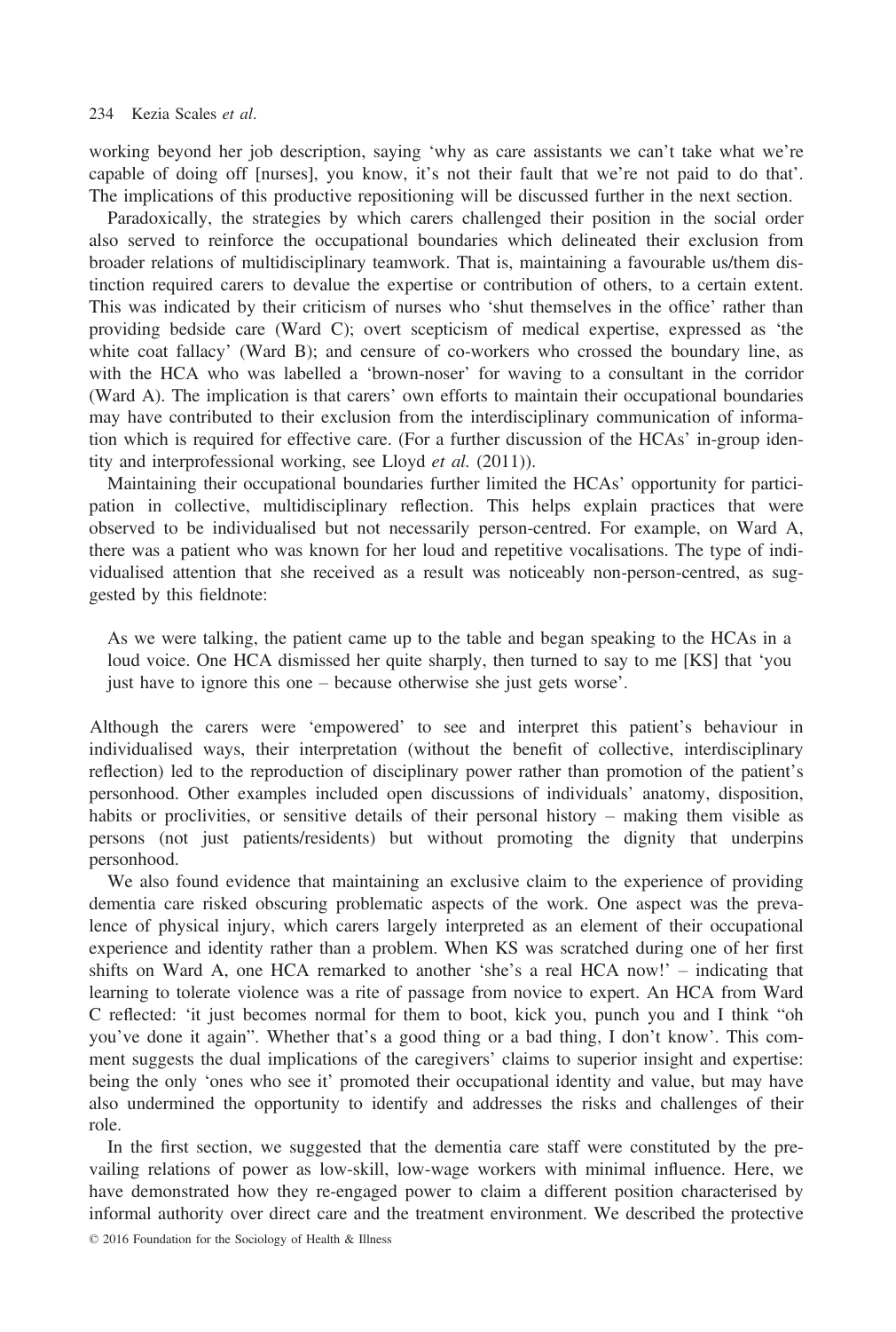working beyond her job description, saying 'why as care assistants we can't take what we're capable of doing off [nurses], you know, it's not their fault that we're not paid to do that'. The implications of this productive repositioning will be discussed further in the next section.

Paradoxically, the strategies by which carers challenged their position in the social order also served to reinforce the occupational boundaries which delineated their exclusion from broader relations of multidisciplinary teamwork. That is, maintaining a favourable us/them distinction required carers to devalue the expertise or contribution of others, to a certain extent. This was indicated by their criticism of nurses who 'shut themselves in the office' rather than providing bedside care (Ward C); overt scepticism of medical expertise, expressed as 'the white coat fallacy' (Ward B); and censure of co-workers who crossed the boundary line, as with the HCA who was labelled a 'brown-noser' for waving to a consultant in the corridor (Ward A). The implication is that carers' own efforts to maintain their occupational boundaries may have contributed to their exclusion from the interdisciplinary communication of information which is required for effective care. (For a further discussion of the HCAs' in-group identity and interprofessional working, see Lloyd *et al.* (2011)).

Maintaining their occupational boundaries further limited the HCAs' opportunity for participation in collective, multidisciplinary reflection. This helps explain practices that were observed to be individualised but not necessarily person-centred. For example, on Ward A, there was a patient who was known for her loud and repetitive vocalisations. The type of individualised attention that she received as a result was noticeably non-person-centred, as suggested by this fieldnote:

> As we were talking, the patient came up to the table and began speaking to the HCAs in a loud voice. One HCA dismissed her quite sharply, then turned to say to me [KS] that 'you just have to ignore this one – because otherwise she just gets worse'.

Although the carers were 'empowered' to see and interpret this patient's behaviour in individualised ways, their interpretation (without the benefit of collective, interdisciplinary reflection) led to the reproduction of disciplinary power rather than promotion of the patient's personhood. Other examples included open discussions of individuals' anatomy, disposition, habits or proclivities, or sensitive details of their personal history – making them visible as persons (not just patients/residents) but without promoting the dignity that underpins personhood.

We also found evidence that maintaining an exclusive claim to the experience of providing dementia care risked obscuring problematic aspects of the work. One aspect was the prevalence of physical injury, which carers largely interpreted as an element of their occupational experience and identity rather than a problem. When KS was scratched during one of her first shifts on Ward A, one HCA remarked to another 'she's a real HCA now!' – indicating that learning to tolerate violence was a rite of passage from novice to expert. An HCA from Ward C reflected: 'it just becomes normal for them to boot, kick you, punch you and I think "oh you've done it again". Whether that's a good thing or a bad thing, I don't know'. This comment suggests the dual implications of the caregivers' claims to superior insight and expertise: being the only 'ones who see it' promoted their occupational identity and value, but may have also undermined the opportunity to identify and addresses the risks and challenges of their role.

In the first section, we suggested that the dementia care staff were constituted by the prevailing relations of power as low-skill, low-wage workers with minimal influence. Here, we have demonstrated how they re-engaged power to claim a different position characterised by informal authority over direct care and the treatment environment. We described the protective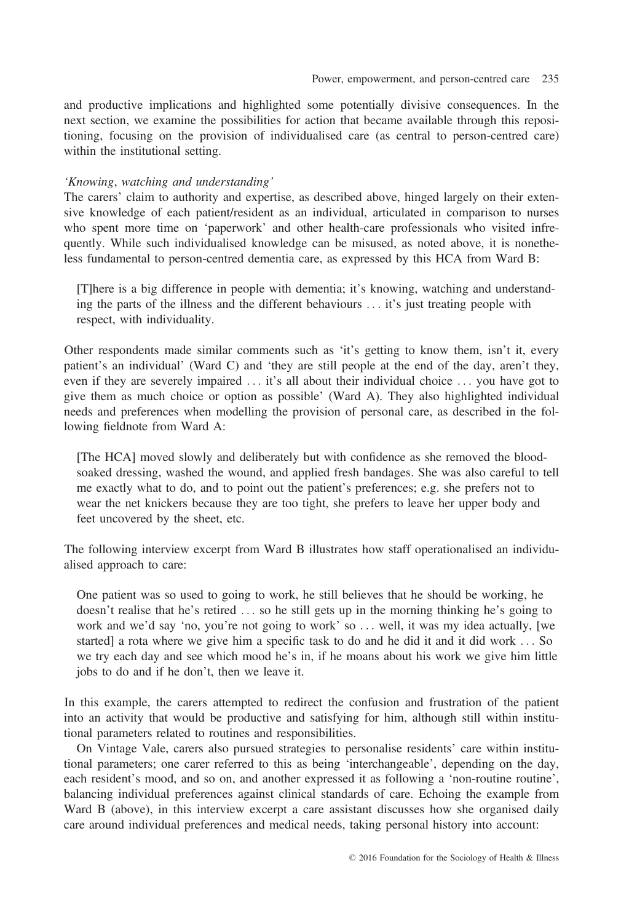and productive implications and highlighted some potentially divisive consequences. In the next section, we examine the possibilities for action that became available through this repositioning, focusing on the provision of individualised care (as central to person-centred care) within the institutional setting.

*'Knowing, watching and understanding'*

The carers' claim to authority and expertise, as described above, hinged largely on their extensive knowledge of each patient/resident as an individual, articulated in comparison to nurses who spent more time on 'paperwork' and other health-care professionals who visited infrequently. While such individualised knowledge can be misused, as noted above, it is nonetheless fundamental to person-centred dementia care, as expressed by this HCA from Ward B:

> [T]here is a big difference in people with dementia; it's knowing, watching and understanding the parts of the illness and the different behaviours . . . it's just treating people with respect, with individuality.

Other respondents made similar comments such as 'it's getting to know them, isn't it, every patient's an individual' (Ward C) and 'they are still people at the end of the day, aren't they, even if they are severely impaired . . . it's all about their individual choice . . . you have got to give them as much choice or option as possible' (Ward A). They also highlighted individual needs and preferences when modelling the provision of personal care, as described in the following fieldnote from Ward A:

> [The HCA] moved slowly and deliberately but with confidence as she removed the blood-soaked dressing, washed the wound, and applied fresh bandages. She was also careful to tell me exactly what to do, and to point out the patient's preferences; e.g. she prefers not to wear the net knickers because they are too tight, she prefers to leave her upper body and feet uncovered by the sheet, etc.

The following interview excerpt from Ward B illustrates how staff operationalised an individualised approach to care:

> One patient was so used to going to work, he still believes that he should be working, he doesn't realise that he's retired . . . so he still gets up in the morning thinking he's going to work and we'd say 'no, you're not going to work' so . . . well, it was my idea actually, [we started] a rota where we give him a specific task to do and he did it and it did work . . . So we try each day and see which mood he's in, if he moans about his work we give him little jobs to do and if he don't, then we leave it.

In this example, the carers attempted to redirect the confusion and frustration of the patient into an activity that would be productive and satisfying for him, although still within institutional parameters related to routines and responsibilities.

On Vintage Vale, carers also pursued strategies to personalise residents' care within institutional parameters; one carer referred to this as being 'interchangeable', depending on the day, each resident's mood, and so on, and another expressed it as following a 'non-routine routine', balancing individual preferences against clinical standards of care. Echoing the example from Ward B (above), in this interview excerpt a care assistant discusses how she organised daily care around individual preferences and medical needs, taking personal history into account: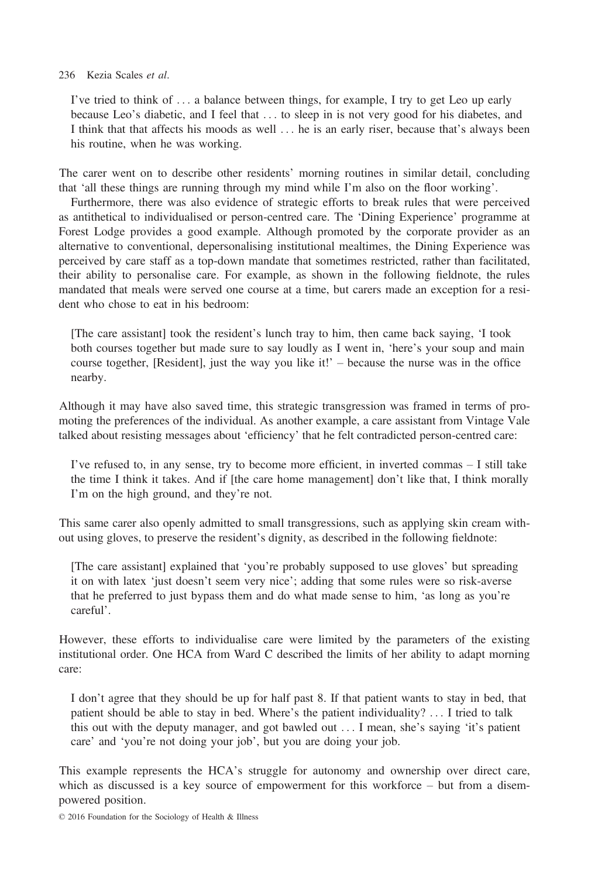> I've tried to think of . . . a balance between things, for example, I try to get Leo up early because Leo's diabetic, and I feel that . . . to sleep in is not very good for his diabetes, and I think that that affects his moods as well . . . he is an early riser, because that's always been his routine, when he was working.

The carer went on to describe other residents' morning routines in similar detail, concluding that 'all these things are running through my mind while I'm also on the floor working'.

Furthermore, there was also evidence of strategic efforts to break rules that were perceived as antithetical to individualised or person-centred care. The 'Dining Experience' programme at Forest Lodge provides a good example. Although promoted by the corporate provider as an alternative to conventional, depersonalising institutional mealtimes, the Dining Experience was perceived by care staff as a top-down mandate that sometimes restricted, rather than facilitated, their ability to personalise care. For example, as shown in the following fieldnote, the rules mandated that meals were served one course at a time, but carers made an exception for a resident who chose to eat in his bedroom:

> [The care assistant] took the resident's lunch tray to him, then came back saying, 'I took both courses together but made sure to say loudly as I went in, 'here's your soup and main course together, [Resident], just the way you like it!' – because the nurse was in the office nearby.

Although it may have also saved time, this strategic transgression was framed in terms of promoting the preferences of the individual. As another example, a care assistant from Vintage Vale talked about resisting messages about 'efficiency' that he felt contradicted person-centred care:

> I've refused to, in any sense, try to become more efficient, in inverted commas – I still take the time I think it takes. And if [the care home management] don't like that, I think morally I'm on the high ground, and they're not.

This same carer also openly admitted to small transgressions, such as applying skin cream without using gloves, to preserve the resident's dignity, as described in the following fieldnote:

> [The care assistant] explained that 'you're probably supposed to use gloves' but spreading it on with latex 'just doesn't seem very nice'; adding that some rules were so risk-averse that he preferred to just bypass them and do what made sense to him, 'as long as you're careful'.

However, these efforts to individualise care were limited by the parameters of the existing institutional order. One HCA from Ward C described the limits of her ability to adapt morning care:

> I don't agree that they should be up for half past 8. If that patient wants to stay in bed, that patient should be able to stay in bed. Where's the patient individuality? . . . I tried to talk this out with the deputy manager, and got bawled out . . . I mean, she's saying 'it's patient care' and 'you're not doing your job', but you are doing your job.

This example represents the HCA's struggle for autonomy and ownership over direct care, which as discussed is a key source of empowerment for this workforce – but from a disempowered position.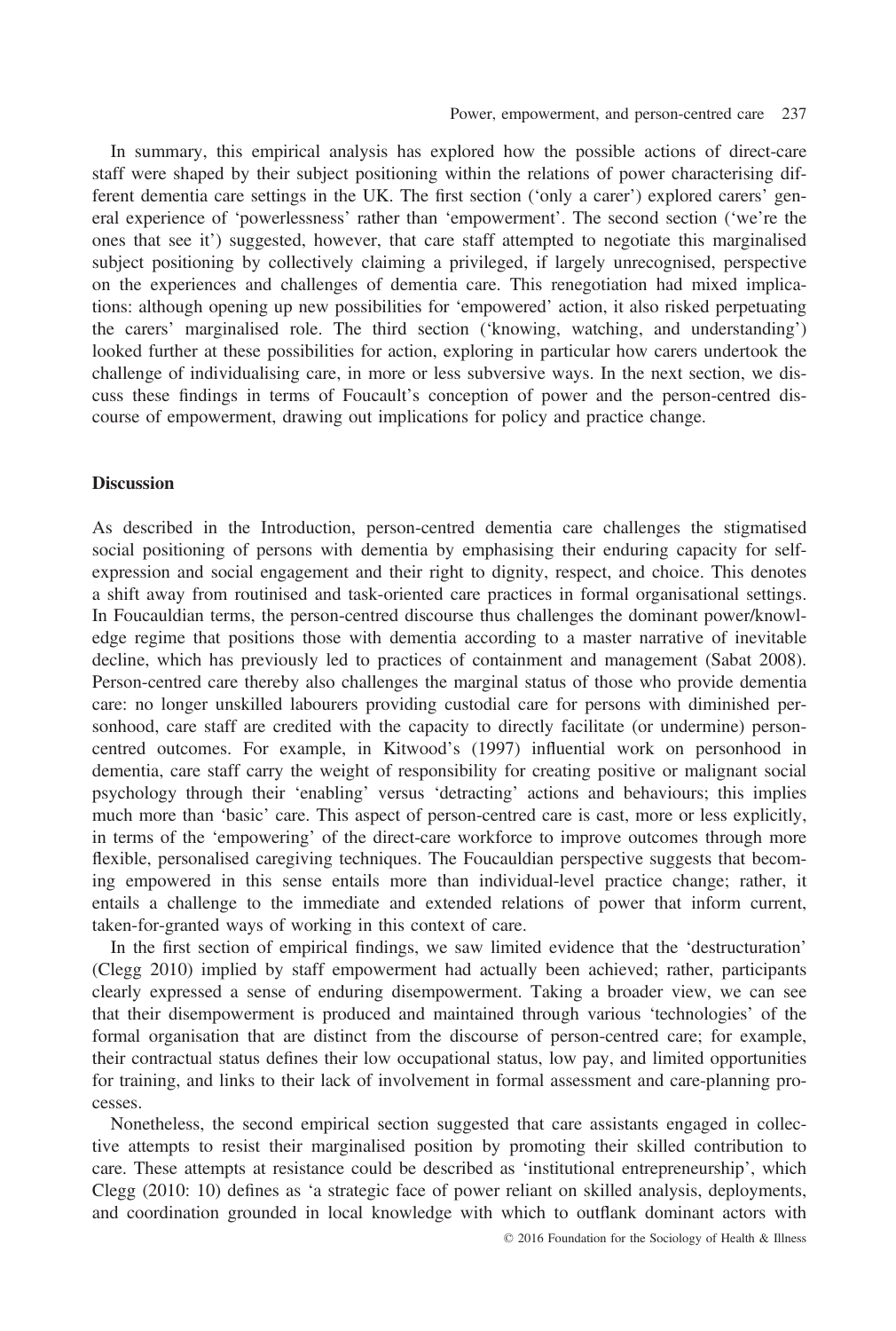In summary, this empirical analysis has explored how the possible actions of direct-care staff were shaped by their subject positioning within the relations of power characterising different dementia care settings in the UK. The first section ('only a carer') explored carers' general experience of 'powerlessness' rather than 'empowerment'. The second section ('we're the ones that see it') suggested, however, that care staff attempted to negotiate this marginalised subject positioning by collectively claiming a privileged, if largely unrecognised, perspective on the experiences and challenges of dementia care. This renegotiation had mixed implications: although opening up new possibilities for 'empowered' action, it also risked perpetuating the carers' marginalised role. The third section ('knowing, watching, and understanding') looked further at these possibilities for action, exploring in particular how carers undertook the challenge of individualising care, in more or less subversive ways. In the next section, we discuss these findings in terms of Foucault's conception of power and the person-centred discourse of empowerment, drawing out implications for policy and practice change.

## Discussion

As described in the Introduction, person-centred dementia care challenges the stigmatised social positioning of persons with dementia by emphasising their enduring capacity for self-expression and social engagement and their right to dignity, respect, and choice. This denotes a shift away from routinised and task-oriented care practices in formal organisational settings. In Foucauldian terms, the person-centred discourse thus challenges the dominant power/knowledge regime that positions those with dementia according to a master narrative of inevitable decline, which has previously led to practices of containment and management (Sabat 2008). Person-centred care thereby also challenges the marginal status of those who provide dementia care: no longer unskilled labourers providing custodial care for persons with diminished personhood, care staff are credited with the capacity to directly facilitate (or undermine) person-centred outcomes. For example, in Kitwood's (1997) influential work on personhood in dementia, care staff carry the weight of responsibility for creating positive or malignant social psychology through their 'enabling' versus 'detracting' actions and behaviours; this implies much more than 'basic' care. This aspect of person-centred care is cast, more or less explicitly, in terms of the 'empowering' of the direct-care workforce to improve outcomes through more flexible, personalised caregiving techniques. The Foucauldian perspective suggests that becoming empowered in this sense entails more than individual-level practice change; rather, it entails a challenge to the immediate and extended relations of power that inform current, taken-for-granted ways of working in this context of care.

In the first section of empirical findings, we saw limited evidence that the 'destructuration' (Clegg 2010) implied by staff empowerment had actually been achieved; rather, participants clearly expressed a sense of enduring disempowerment. Taking a broader view, we can see that their disempowerment is produced and maintained through various 'technologies' of the formal organisation that are distinct from the discourse of person-centred care; for example, their contractual status defines their low occupational status, low pay, and limited opportunities for training, and links to their lack of involvement in formal assessment and care-planning processes.

Nonetheless, the second empirical section suggested that care assistants engaged in collective attempts to resist their marginalised position by promoting their skilled contribution to care. These attempts at resistance could be described as 'institutional entrepreneurship', which Clegg (2010: 10) defines as 'a strategic face of power reliant on skilled analysis, deployments, and coordination grounded in local knowledge with which to outflank dominant actors with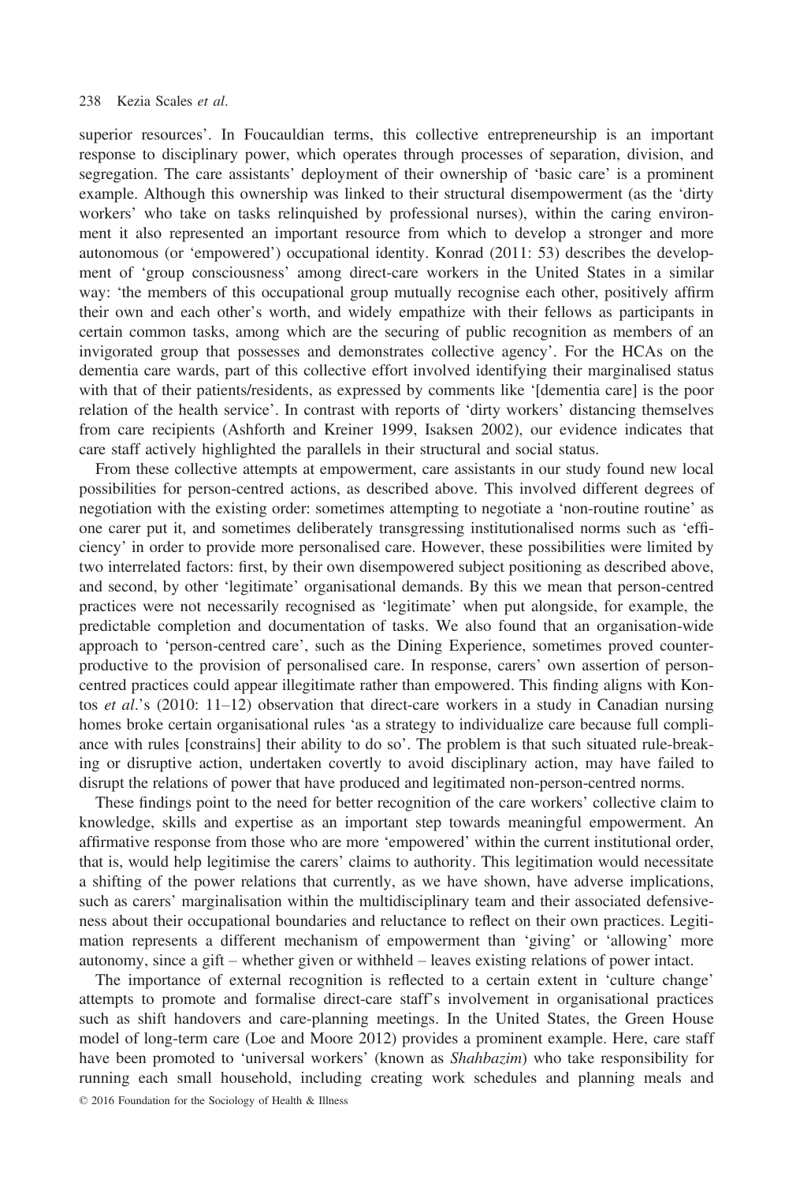superior resources'. In Foucauldian terms, this collective entrepreneurship is an important response to disciplinary power, which operates through processes of separation, division, and segregation. The care assistants' deployment of their ownership of 'basic care' is a prominent example. Although this ownership was linked to their structural disempowerment (as the 'dirty workers' who take on tasks relinquished by professional nurses), within the caring environment it also represented an important resource from which to develop a stronger and more autonomous (or 'empowered') occupational identity. Konrad (2011: 53) describes the development of 'group consciousness' among direct-care workers in the United States in a similar way: 'the members of this occupational group mutually recognise each other, positively affirm their own and each other's worth, and widely empathize with their fellows as participants in certain common tasks, among which are the securing of public recognition as members of an invigorated group that possesses and demonstrates collective agency'. For the HCAs on the dementia care wards, part of this collective effort involved identifying their marginalised status with that of their patients/residents, as expressed by comments like '[dementia care] is the poor relation of the health service'. In contrast with reports of 'dirty workers' distancing themselves from care recipients (Ashforth and Kreiner 1999, Isaksen 2002), our evidence indicates that care staff actively highlighted the parallels in their structural and social status.

From these collective attempts at empowerment, care assistants in our study found new local possibilities for person-centred actions, as described above. This involved different degrees of negotiation with the existing order: sometimes attempting to negotiate a 'non-routine routine' as one carer put it, and sometimes deliberately transgressing institutionalised norms such as 'efficiency' in order to provide more personalised care. However, these possibilities were limited by two interrelated factors: first, by their own disempowered subject positioning as described above, and second, by other 'legitimate' organisational demands. By this we mean that person-centred practices were not necessarily recognised as 'legitimate' when put alongside, for example, the predictable completion and documentation of tasks. We also found that an organisation-wide approach to 'person-centred care', such as the Dining Experience, sometimes proved counter-productive to the provision of personalised care. In response, carers' own assertion of person-centred practices could appear illegitimate rather than empowered. This finding aligns with Kontos *et al.*'s (2010: 11–12) observation that direct-care workers in a study in Canadian nursing homes broke certain organisational rules 'as a strategy to individualize care because full compliance with rules [constrains] their ability to do so'. The problem is that such situated rule-breaking or disruptive action, undertaken covertly to avoid disciplinary action, may have failed to disrupt the relations of power that have produced and legitimated non-person-centred norms.

These findings point to the need for better recognition of the care workers' collective claim to knowledge, skills and expertise as an important step towards meaningful empowerment. An affirmative response from those who are more 'empowered' within the current institutional order, that is, would help legitimise the carers' claims to authority. This legitimation would necessitate a shifting of the power relations that currently, as we have shown, have adverse implications, such as carers' marginalisation within the multidisciplinary team and their associated defensiveness about their occupational boundaries and reluctance to reflect on their own practices. Legitimation represents a different mechanism of empowerment than 'giving' or 'allowing' more autonomy, since a gift – whether given or withheld – leaves existing relations of power intact.

The importance of external recognition is reflected to a certain extent in 'culture change' attempts to promote and formalise direct-care staff's involvement in organisational practices such as shift handovers and care-planning meetings. In the United States, the Green House model of long-term care (Loe and Moore 2012) provides a prominent example. Here, care staff have been promoted to 'universal workers' (known as *Shahbazim*) who take responsibility for running each small household, including creating work schedules and planning meals and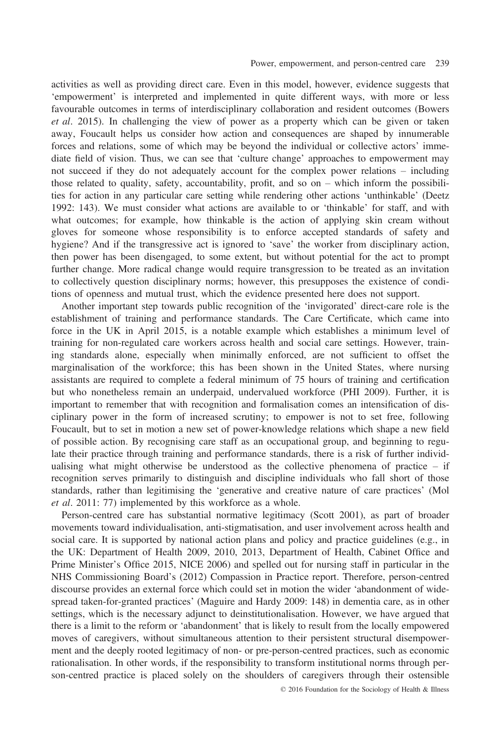activities as well as providing direct care. Even in this model, however, evidence suggests that 'empowerment' is interpreted and implemented in quite different ways, with more or less favourable outcomes in terms of interdisciplinary collaboration and resident outcomes (Bowers *et al*. 2015). In challenging the view of power as a property which can be given or taken away, Foucault helps us consider how action and consequences are shaped by innumerable forces and relations, some of which may be beyond the individual or collective actors' immediate field of vision. Thus, we can see that 'culture change' approaches to empowerment may not succeed if they do not adequately account for the complex power relations – including those related to quality, safety, accountability, profit, and so on – which inform the possibilities for action in any particular care setting while rendering other actions 'unthinkable' (Deetz 1992: 143). We must consider what actions are available to or 'thinkable' for staff, and with what outcomes; for example, how thinkable is the action of applying skin cream without gloves for someone whose responsibility is to enforce accepted standards of safety and hygiene? And if the transgressive act is ignored to 'save' the worker from disciplinary action, then power has been disengaged, to some extent, but without potential for the act to prompt further change. More radical change would require transgression to be treated as an invitation to collectively question disciplinary norms; however, this presupposes the existence of conditions of openness and mutual trust, which the evidence presented here does not support.

Another important step towards public recognition of the 'invigorated' direct-care role is the establishment of training and performance standards. The Care Certificate, which came into force in the UK in April 2015, is a notable example which establishes a minimum level of training for non-regulated care workers across health and social care settings. However, training standards alone, especially when minimally enforced, are not sufficient to offset the marginalisation of the workforce; this has been shown in the United States, where nursing assistants are required to complete a federal minimum of 75 hours of training and certification but who nonetheless remain an underpaid, undervalued workforce (PHI 2009). Further, it is important to remember that with recognition and formalisation comes an intensification of disciplinary power in the form of increased scrutiny; to empower is not to set free, following Foucault, but to set in motion a new set of power-knowledge relations which shape a new field of possible action. By recognising care staff as an occupational group, and beginning to regulate their practice through training and performance standards, there is a risk of further individualising what might otherwise be understood as the collective phenomena of practice – if recognition serves primarily to distinguish and discipline individuals who fall short of those standards, rather than legitimising the 'generative and creative nature of care practices' (Mol *et al*. 2011: 77) implemented by this workforce as a whole.

Person-centred care has substantial normative legitimacy (Scott 2001), as part of broader movements toward individualisation, anti-stigmatisation, and user involvement across health and social care. It is supported by national action plans and policy and practice guidelines (e.g., in the UK: Department of Health 2009, 2010, 2013, Department of Health, Cabinet Office and Prime Minister's Office 2015, NICE 2006) and spelled out for nursing staff in particular in the NHS Commissioning Board's (2012) Compassion in Practice report. Therefore, person-centred discourse provides an external force which could set in motion the wider 'abandonment of widespread taken-for-granted practices' (Maguire and Hardy 2009: 148) in dementia care, as in other settings, which is the necessary adjunct to deinstitutionalisation. However, we have argued that there is a limit to the reform or 'abandonment' that is likely to result from the locally empowered moves of caregivers, without simultaneous attention to their persistent structural disempowerment and the deeply rooted legitimacy of non- or pre-person-centred practices, such as economic rationalisation. In other words, if the responsibility to transform institutional norms through person-centred practice is placed solely on the shoulders of caregivers through their ostensible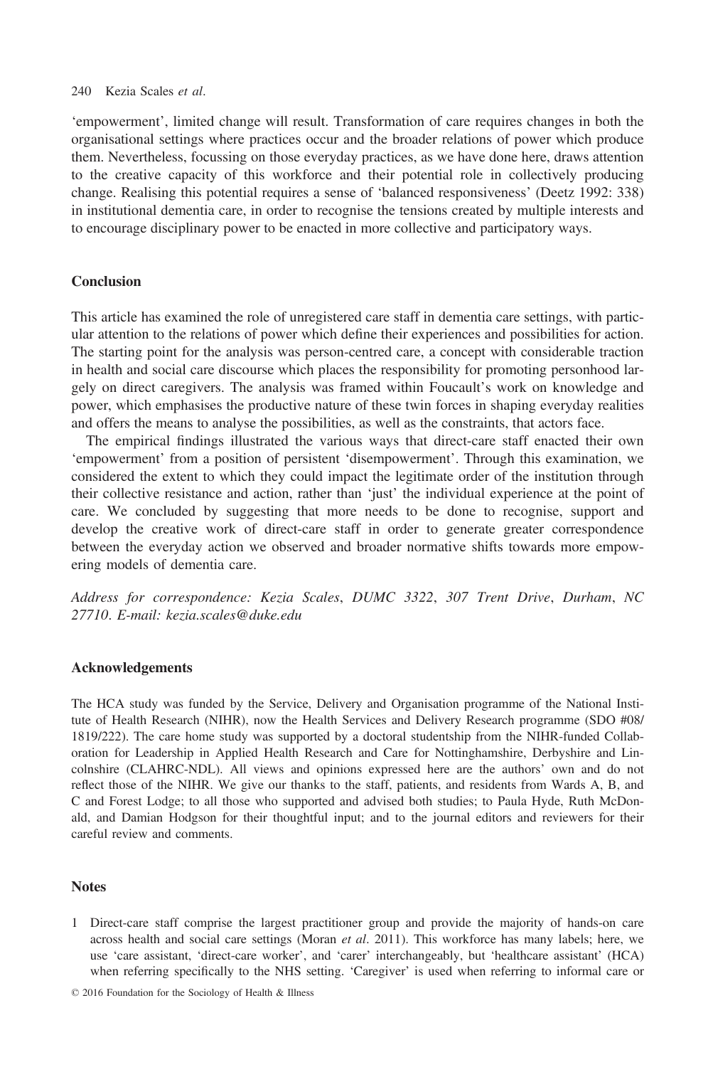'empowerment', limited change will result. Transformation of care requires changes in both the organisational settings where practices occur and the broader relations of power which produce them. Nevertheless, focussing on those everyday practices, as we have done here, draws attention to the creative capacity of this workforce and their potential role in collectively producing change. Realising this potential requires a sense of 'balanced responsiveness' (Deetz 1992: 338) in institutional dementia care, in order to recognise the tensions created by multiple interests and to encourage disciplinary power to be enacted in more collective and participatory ways.

## Conclusion

This article has examined the role of unregistered care staff in dementia care settings, with particular attention to the relations of power which define their experiences and possibilities for action. The starting point for the analysis was person-centred care, a concept with considerable traction in health and social care discourse which places the responsibility for promoting personhood largely on direct caregivers. The analysis was framed within Foucault's work on knowledge and power, which emphasises the productive nature of these twin forces in shaping everyday realities and offers the means to analyse the possibilities, as well as the constraints, that actors face.

The empirical findings illustrated the various ways that direct-care staff enacted their own 'empowerment' from a position of persistent 'disempowerment'. Through this examination, we considered the extent to which they could impact the legitimate order of the institution through their collective resistance and action, rather than 'just' the individual experience at the point of care. We concluded by suggesting that more needs to be done to recognise, support and develop the creative work of direct-care staff in order to generate greater correspondence between the everyday action we observed and broader normative shifts towards more empowering models of dementia care.

*Address for correspondence: Kezia Scales, DUMC 3322, 307 Trent Drive, Durham, NC 27710. E-mail: kezia.scales@duke.edu*

## Acknowledgements

The HCA study was funded by the Service, Delivery and Organisation programme of the National Institute of Health Research (NIHR), now the Health Services and Delivery Research programme (SDO #08/1819/222). The care home study was supported by a doctoral studentship from the NIHR-funded Collaboration for Leadership in Applied Health Research and Care for Nottinghamshire, Derbyshire and Lincolnshire (CLAHRC-NDL). All views and opinions expressed here are the authors' own and do not reflect those of the NIHR. We give our thanks to the staff, patients, and residents from Wards A, B, and C and Forest Lodge; to all those who supported and advised both studies; to Paula Hyde, Ruth McDonald, and Damian Hodgson for their thoughtful input; and to the journal editors and reviewers for their careful review and comments.

## Notes

1 Direct-care staff comprise the largest practitioner group and provide the majority of hands-on care across health and social care settings (Moran *et al*. 2011). This workforce has many labels; here, we use 'care assistant, 'direct-care worker', and 'carer' interchangeably, but 'healthcare assistant' (HCA) when referring specifically to the NHS setting. 'Caregiver' is used when referring to informal care or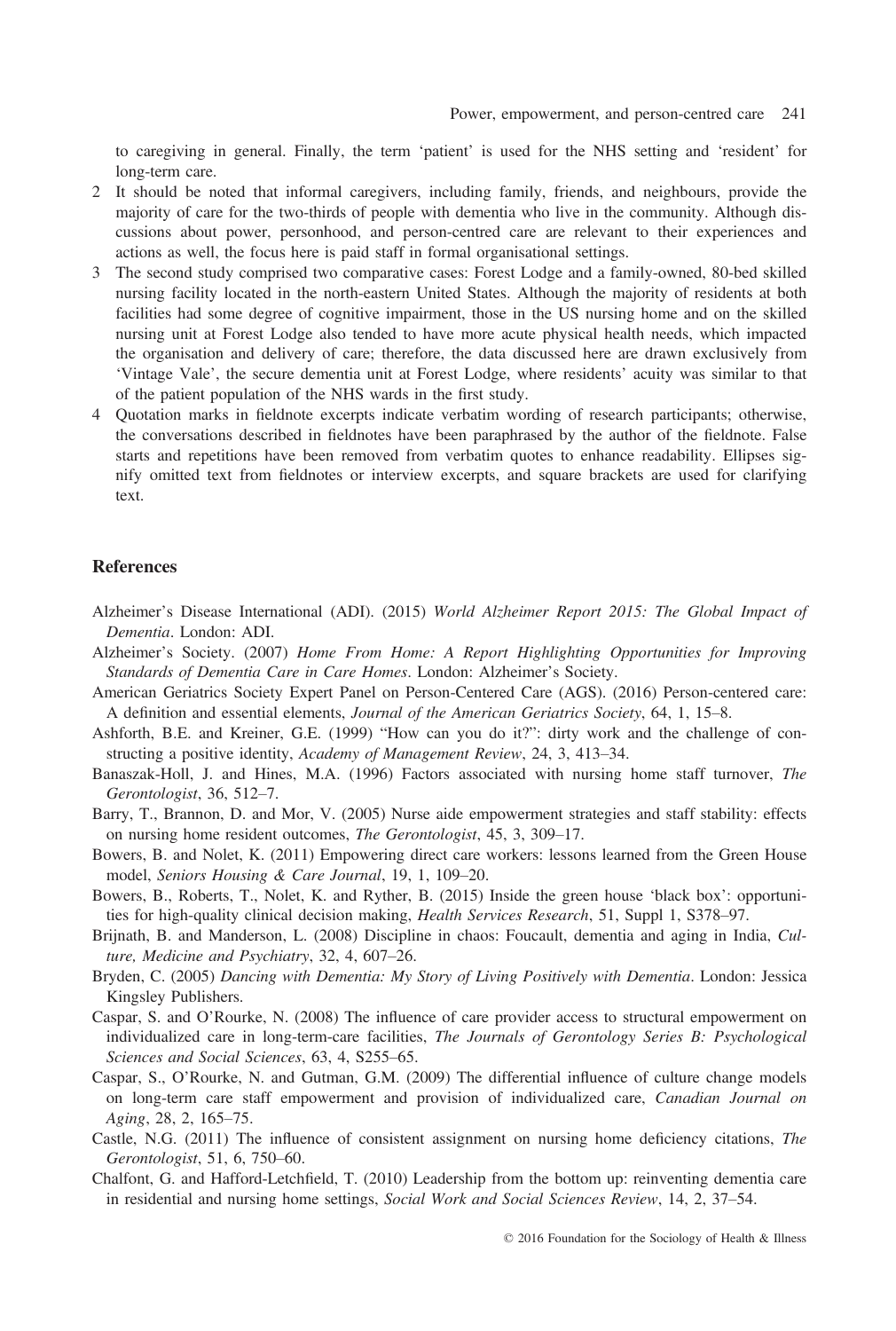to caregiving in general. Finally, the term 'patient' is used for the NHS setting and 'resident' for long-term care.

2 It should be noted that informal caregivers, including family, friends, and neighbours, provide the majority of care for the two-thirds of people with dementia who live in the community. Although discussions about power, personhood, and person-centred care are relevant to their experiences and actions as well, the focus here is paid staff in formal organisational settings.

3 The second study comprised two comparative cases: Forest Lodge and a family-owned, 80-bed skilled nursing facility located in the north-eastern United States. Although the majority of residents at both facilities had some degree of cognitive impairment, those in the US nursing home and on the skilled nursing unit at Forest Lodge also tended to have more acute physical health needs, which impacted the organisation and delivery of care; therefore, the data discussed here are drawn exclusively from 'Vintage Vale', the secure dementia unit at Forest Lodge, where residents' acuity was similar to that of the patient population of the NHS wards in the first study.

4 Quotation marks in fieldnote excerpts indicate verbatim wording of research participants; otherwise, the conversations described in fieldnotes have been paraphrased by the author of the fieldnote. False starts and repetitions have been removed from verbatim quotes to enhance readability. Ellipses signify omitted text from fieldnotes or interview excerpts, and square brackets are used for clarifying text.

## References

Alzheimer's Disease International (ADI). (2015) *World Alzheimer Report 2015: The Global Impact of Dementia*. London: ADI.

Alzheimer's Society. (2007) *Home From Home: A Report Highlighting Opportunities for Improving Standards of Dementia Care in Care Homes*. London: Alzheimer's Society.

American Geriatrics Society Expert Panel on Person-Centered Care (AGS). (2016) Person-centered care: A definition and essential elements, *Journal of the American Geriatrics Society*, 64, 1, 15–8.

Ashforth, B.E. and Kreiner, G.E. (1999) "How can you do it?": dirty work and the challenge of constructing a positive identity, *Academy of Management Review*, 24, 3, 413–34.

Banaszak-Holl, J. and Hines, M.A. (1996) Factors associated with nursing home staff turnover, *The Gerontologist*, 36, 512–7.

Barry, T., Brannon, D. and Mor, V. (2005) Nurse aide empowerment strategies and staff stability: effects on nursing home resident outcomes, *The Gerontologist*, 45, 3, 309–17.

Bowers, B. and Nolet, K. (2011) Empowering direct care workers: lessons learned from the Green House model, *Seniors Housing & Care Journal*, 19, 1, 109–20.

Bowers, B., Roberts, T., Nolet, K. and Ryther, B. (2015) Inside the green house 'black box': opportunities for high-quality clinical decision making, *Health Services Research*, 51, Suppl 1, S378–97.

Brijnath, B. and Manderson, L. (2008) Discipline in chaos: Foucault, dementia and aging in India, *Culture, Medicine and Psychiatry*, 32, 4, 607–26.

Bryden, C. (2005) *Dancing with Dementia: My Story of Living Positively with Dementia*. London: Jessica Kingsley Publishers.

Caspar, S. and O'Rourke, N. (2008) The influence of care provider access to structural empowerment on individualized care in long-term-care facilities, *The Journals of Gerontology Series B: Psychological Sciences and Social Sciences*, 63, 4, S255–65.

Caspar, S., O'Rourke, N. and Gutman, G.M. (2009) The differential influence of culture change models on long-term care staff empowerment and provision of individualized care, *Canadian Journal on Aging*, 28, 2, 165–75.

Castle, N.G. (2011) The influence of consistent assignment on nursing home deficiency citations, *The Gerontologist*, 51, 6, 750–60.

Chalfont, G. and Hafford-Letchfield, T. (2010) Leadership from the bottom up: reinventing dementia care in residential and nursing home settings, *Social Work and Social Sciences Review*, 14, 2, 37–54.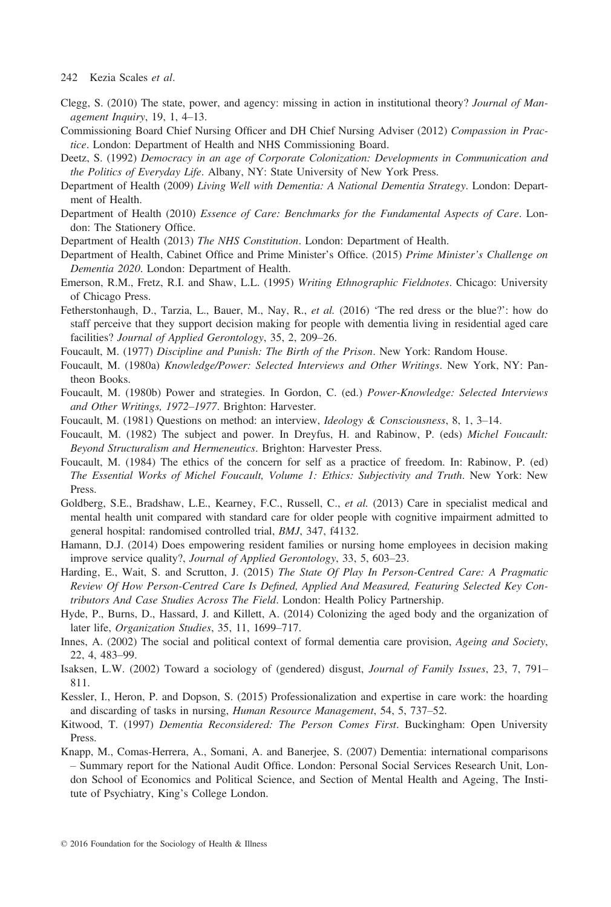Clegg, S. (2010) The state, power, and agency: missing in action in institutional theory? *Journal of Management Inquiry*, 19, 1, 4–13.

Commissioning Board Chief Nursing Officer and DH Chief Nursing Adviser (2012) *Compassion in Practice*. London: Department of Health and NHS Commissioning Board.

Deetz, S. (1992) *Democracy in an age of Corporate Colonization: Developments in Communication and the Politics of Everyday Life*. Albany, NY: State University of New York Press.

Department of Health (2009) *Living Well with Dementia: A National Dementia Strategy*. London: Department of Health.

Department of Health (2010) *Essence of Care: Benchmarks for the Fundamental Aspects of Care*. London: The Stationery Office.

Department of Health (2013) *The NHS Constitution*. London: Department of Health.

Department of Health, Cabinet Office and Prime Minister's Office. (2015) *Prime Minister's Challenge on Dementia 2020*. London: Department of Health.

Emerson, R.M., Fretz, R.I. and Shaw, L.L. (1995) *Writing Ethnographic Fieldnotes*. Chicago: University of Chicago Press.

Fetherstonhaugh, D., Tarzia, L., Bauer, M., Nay, R., *et al.* (2016) 'The red dress or the blue?': how do staff perceive that they support decision making for people with dementia living in residential aged care facilities? *Journal of Applied Gerontology*, 35, 2, 209–26.

Foucault, M. (1977) *Discipline and Punish: The Birth of the Prison*. New York: Random House.

Foucault, M. (1980a) *Knowledge/Power: Selected Interviews and Other Writings*. New York, NY: Pantheon Books.

Foucault, M. (1980b) Power and strategies. In Gordon, C. (ed.) *Power-Knowledge: Selected Interviews and Other Writings, 1972–1977*. Brighton: Harvester.

Foucault, M. (1981) Questions on method: an interview, *Ideology & Consciousness*, 8, 1, 3–14.

Foucault, M. (1982) The subject and power. In Dreyfus, H. and Rabinow, P. (eds) *Michel Foucault: Beyond Structuralism and Hermeneutics*. Brighton: Harvester Press.

Foucault, M. (1984) The ethics of the concern for self as a practice of freedom. In: Rabinow, P. (ed) *The Essential Works of Michel Foucault, Volume 1: Ethics: Subjectivity and Truth*. New York: New Press.

Goldberg, S.E., Bradshaw, L.E., Kearney, F.C., Russell, C., *et al.* (2013) Care in specialist medical and mental health unit compared with standard care for older people with cognitive impairment admitted to general hospital: randomised controlled trial, *BMJ*, 347, f4132.

Hamann, D.J. (2014) Does empowering resident families or nursing home employees in decision making improve service quality?, *Journal of Applied Gerontology*, 33, 5, 603–23.

Harding, E., Wait, S. and Scrutton, J. (2015) *The State Of Play In Person-Centred Care: A Pragmatic Review Of How Person-Centred Care Is Defined, Applied And Measured, Featuring Selected Key Contributors And Case Studies Across The Field*. London: Health Policy Partnership.

Hyde, P., Burns, D., Hassard, J. and Killett, A. (2014) Colonizing the aged body and the organization of later life, *Organization Studies*, 35, 11, 1699–717.

Innes, A. (2002) The social and political context of formal dementia care provision, *Ageing and Society*, 22, 4, 483–99.

Isaksen, L.W. (2002) Toward a sociology of (gendered) disgust, *Journal of Family Issues*, 23, 7, 791–811.

Kessler, I., Heron, P. and Dopson, S. (2015) Professionalization and expertise in care work: the hoarding and discarding of tasks in nursing, *Human Resource Management*, 54, 5, 737–52.

Kitwood, T. (1997) *Dementia Reconsidered: The Person Comes First*. Buckingham: Open University Press.

Knapp, M., Comas-Herrera, A., Somani, A. and Banerjee, S. (2007) Dementia: international comparisons – Summary report for the National Audit Office. London: Personal Social Services Research Unit, London School of Economics and Political Science, and Section of Mental Health and Ageing, The Institute of Psychiatry, King's College London.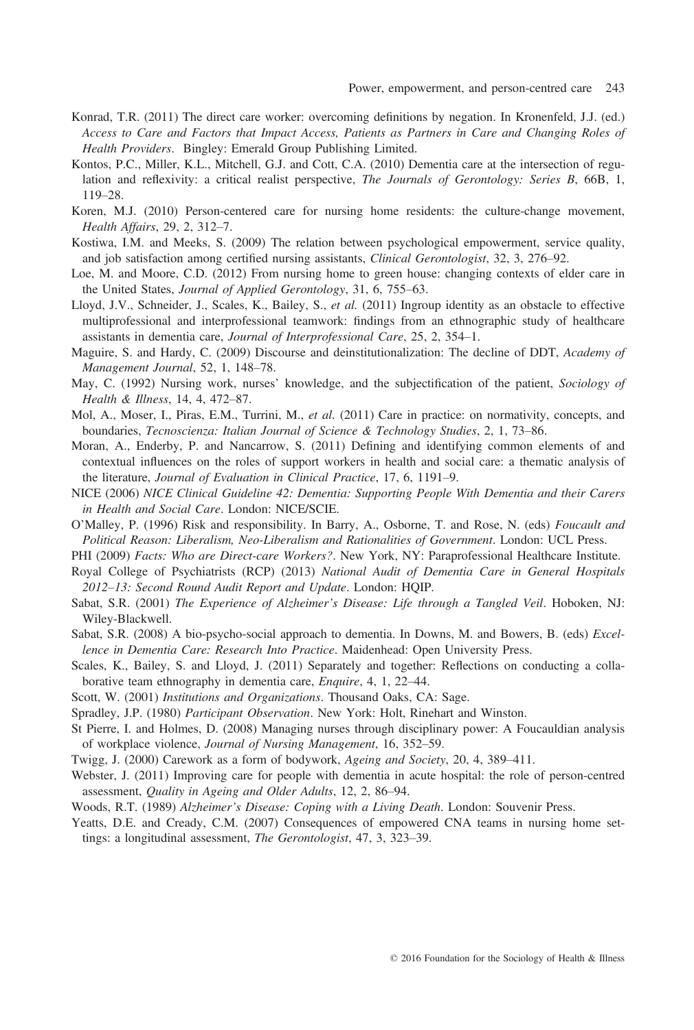Konrad, T.R. (2011) The direct care worker: overcoming definitions by negation. In Kronenfeld, J.J. (ed.) *Access to Care and Factors that Impact Access, Patients as Partners in Care and Changing Roles of Health Providers*. Bingley: Emerald Group Publishing Limited.

Kontos, P.C., Miller, K.L., Mitchell, G.J. and Cott, C.A. (2010) Dementia care at the intersection of regulation and reflexivity: a critical realist perspective, *The Journals of Gerontology: Series B*, 66B, 1, 119–28.

Koren, M.J. (2010) Person-centered care for nursing home residents: the culture-change movement, *Health Affairs*, 29, 2, 312–7.

Kostiwa, I.M. and Meeks, S. (2009) The relation between psychological empowerment, service quality, and job satisfaction among certified nursing assistants, *Clinical Gerontologist*, 32, 3, 276–92.

Loe, M. and Moore, C.D. (2012) From nursing home to green house: changing contexts of elder care in the United States, *Journal of Applied Gerontology*, 31, 6, 755–63.

Lloyd, J.V., Schneider, J., Scales, K., Bailey, S., *et al.* (2011) Ingroup identity as an obstacle to effective multiprofessional and interprofessional teamwork: findings from an ethnographic study of healthcare assistants in dementia care, *Journal of Interprofessional Care*, 25, 2, 354–1.

Maguire, S. and Hardy, C. (2009) Discourse and deinstitutionalization: The decline of DDT, *Academy of Management Journal*, 52, 1, 148–78.

May, C. (1992) Nursing work, nurses' knowledge, and the subjectification of the patient, *Sociology of Health & Illness*, 14, 4, 472–87.

Mol, A., Moser, I., Piras, E.M., Turrini, M., *et al.* (2011) Care in practice: on normativity, concepts, and boundaries, *Tecnoscienza: Italian Journal of Science & Technology Studies*, 2, 1, 73–86.

Moran, A., Enderby, P. and Nancarrow, S. (2011) Defining and identifying common elements of and contextual influences on the roles of support workers in health and social care: a thematic analysis of the literature, *Journal of Evaluation in Clinical Practice*, 17, 6, 1191–9.

NICE (2006) *NICE Clinical Guideline 42: Dementia: Supporting People With Dementia and their Carers in Health and Social Care*. London: NICE/SCIE.

O'Malley, P. (1996) Risk and responsibility. In Barry, A., Osborne, T. and Rose, N. (eds) *Foucault and Political Reason: Liberalism, Neo-Liberalism and Rationalities of Government*. London: UCL Press.

PHI (2009) *Facts: Who are Direct-care Workers?*. New York, NY: Paraprofessional Healthcare Institute.

Royal College of Psychiatrists (RCP) (2013) *National Audit of Dementia Care in General Hospitals 2012–13: Second Round Audit Report and Update*. London: HQIP.

Sabat, S.R. (2001) *The Experience of Alzheimer's Disease: Life through a Tangled Veil*. Hoboken, NJ: Wiley-Blackwell.

Sabat, S.R. (2008) A bio-psycho-social approach to dementia. In Downs, M. and Bowers, B. (eds) *Excellence in Dementia Care: Research Into Practice*. Maidenhead: Open University Press.

Scales, K., Bailey, S. and Lloyd, J. (2011) Separately and together: Reflections on conducting a collaborative team ethnography in dementia care, *Enquire*, 4, 1, 22–44.

Scott, W. (2001) *Institutions and Organizations*. Thousand Oaks, CA: Sage.

Spradley, J.P. (1980) *Participant Observation*. New York: Holt, Rinehart and Winston.

St Pierre, I. and Holmes, D. (2008) Managing nurses through disciplinary power: A Foucauldian analysis of workplace violence, *Journal of Nursing Management*, 16, 352–59.

Twigg, J. (2000) Carework as a form of bodywork, *Ageing and Society*, 20, 4, 389–411.

Webster, J. (2011) Improving care for people with dementia in acute hospital: the role of person-centred assessment, *Quality in Ageing and Older Adults*, 12, 2, 86–94.

Woods, R.T. (1989) *Alzheimer's Disease: Coping with a Living Death*. London: Souvenir Press.

Yeatts, D.E. and Cready, C.M. (2007) Consequences of empowered CNA teams in nursing home settings: a longitudinal assessment, *The Gerontologist*, 47, 3, 323–39.